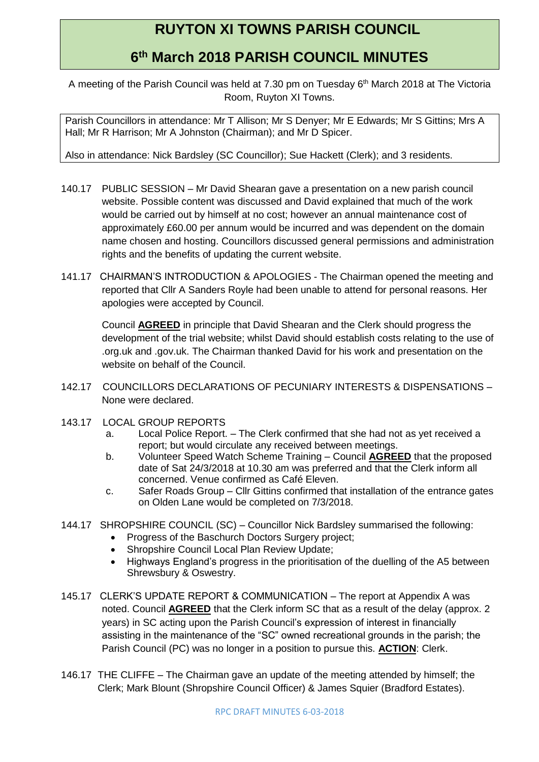# RUYTON XI TOWNS PARISH COUNCIL

## 6th March 2018 PARISH COUNCIL MINUTES

A meeting of the Parish Council was held at 7.30 pm on Tuesday 6th March 2018 at The Victoria Room, Ruyton XI Towns.

Parish Councillors in attendance: Mr T Allison; Mr S Denyer; Mr E Edwards; Mr S Gittins; Mrs A Hall; Mr R Harrison; Mr A Johnston (Chairman); and Mr D Spicer.

Also in attendance: Nick Bardsley (SC Councillor); Sue Hackett (Clerk); and 3 residents.

140.17 PUBLIC SESSION – Mr David Shearan gave a presentation on a new parish council website. Possible content was discussed and David explained that much of the work would be carried out by himself at no cost; however an annual maintenance cost of approximately £60.00 per annum would be incurred and was dependent on the domain name chosen and hosting. Councillors discussed general permissions and administration rights and the benefits of updating the current website.

141.17 CHAIRMAN'S INTRODUCTION & APOLOGIES - The Chairman opened the meeting and reported that Cllr A Sanders Royle had been unable to attend for personal reasons. Her apologies were accepted by Council.

Council **AGREED** in principle that David Shearan and the Clerk should progress the development of the trial website; whilst David should establish costs relating to the use of .org.uk and .gov.uk. The Chairman thanked David for his work and presentation on the website on behalf of the Council.

142.17 COUNCILLORS DECLARATIONS OF PECUNIARY INTERESTS & DISPENSATIONS – None were declared.

143.17 LOCAL GROUP REPORTS

a. Local Police Report. – The Clerk confirmed that she had not as yet received a report; but would circulate any received between meetings.
b. Volunteer Speed Watch Scheme Training – Council **AGREED** that the proposed date of Sat 24/3/2018 at 10.30 am was preferred and that the Clerk inform all concerned. Venue confirmed as Café Eleven.
c. Safer Roads Group – Cllr Gittins confirmed that installation of the entrance gates on Olden Lane would be completed on 7/3/2018.

144.17 SHROPSHIRE COUNCIL (SC) – Councillor Nick Bardsley summarised the following:

- Progress of the Baschurch Doctors Surgery project;
- Shropshire Council Local Plan Review Update;
- Highways England's progress in the prioritisation of the duelling of the A5 between Shrewsbury & Oswestry.

145.17 CLERK'S UPDATE REPORT & COMMUNICATION – The report at Appendix A was noted. Council **AGREED** that the Clerk inform SC that as a result of the delay (approx. 2 years) in SC acting upon the Parish Council's expression of interest in financially assisting in the maintenance of the "SC" owned recreational grounds in the parish; the Parish Council (PC) was no longer in a position to pursue this. **ACTION**: Clerk.

146.17 THE CLIFFE – The Chairman gave an update of the meeting attended by himself; the Clerk; Mark Blount (Shropshire Council Officer) & James Squier (Bradford Estates).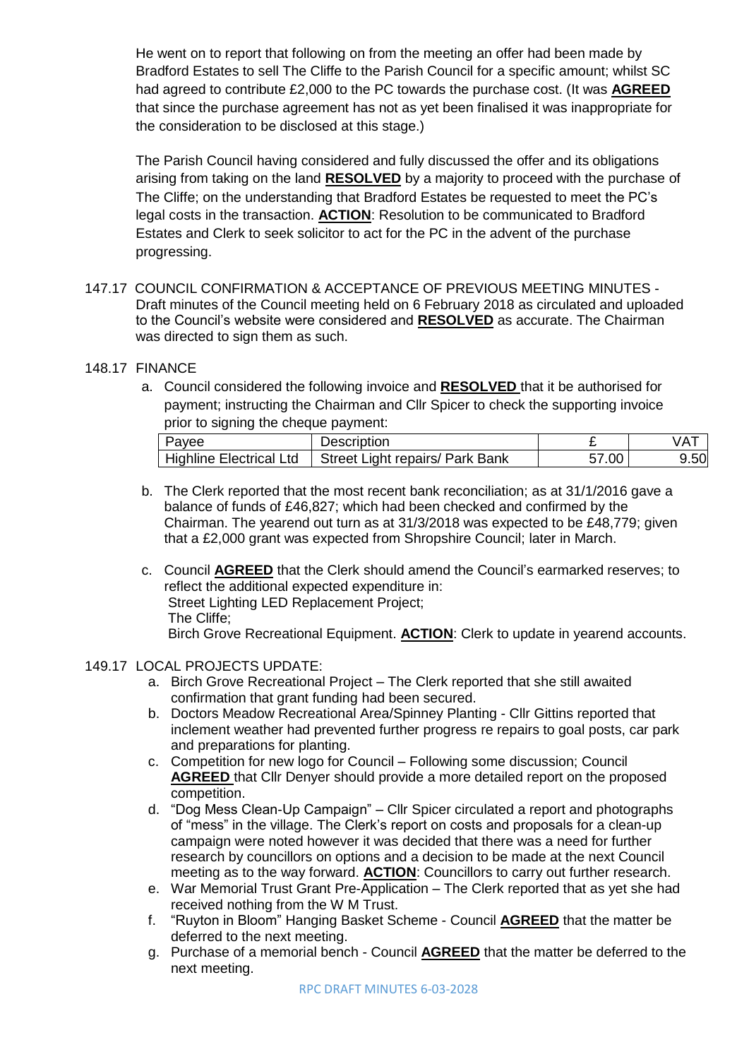He went on to report that following on from the meeting an offer had been made by Bradford Estates to sell The Cliffe to the Parish Council for a specific amount; whilst SC had agreed to contribute £2,000 to the PC towards the purchase cost. (It was **AGREED** that since the purchase agreement has not as yet been finalised it was inappropriate for the consideration to be disclosed at this stage.)

The Parish Council having considered and fully discussed the offer and its obligations arising from taking on the land **RESOLVED** by a majority to proceed with the purchase of The Cliffe; on the understanding that Bradford Estates be requested to meet the PC's legal costs in the transaction. **ACTION**: Resolution to be communicated to Bradford Estates and Clerk to seek solicitor to act for the PC in the advent of the purchase progressing.

147.17 COUNCIL CONFIRMATION & ACCEPTANCE OF PREVIOUS MEETING MINUTES - Draft minutes of the Council meeting held on 6 February 2018 as circulated and uploaded to the Council's website were considered and **RESOLVED** as accurate. The Chairman was directed to sign them as such.

148.17 FINANCE

a. Council considered the following invoice and **RESOLVED** that it be authorised for payment; instructing the Chairman and Cllr Spicer to check the supporting invoice prior to signing the cheque payment:

| Payee | Description | £ | VAT |
|---|---|---|---|
| Highline Electrical Ltd | Street Light repairs/ Park Bank | 57.00 | 9.50 |

b. The Clerk reported that the most recent bank reconciliation; as at 31/1/2016 gave a balance of funds of £46,827; which had been checked and confirmed by the Chairman. The yearend out turn as at 31/3/2018 was expected to be £48,779; given that a £2,000 grant was expected from Shropshire Council; later in March.

c. Council **AGREED** that the Clerk should amend the Council's earmarked reserves; to reflect the additional expected expenditure in:
Street Lighting LED Replacement Project;
The Cliffe;
Birch Grove Recreational Equipment. **ACTION**: Clerk to update in yearend accounts.

149.17 LOCAL PROJECTS UPDATE:

a. Birch Grove Recreational Project – The Clerk reported that she still awaited confirmation that grant funding had been secured.
b. Doctors Meadow Recreational Area/Spinney Planting - Cllr Gittins reported that inclement weather had prevented further progress re repairs to goal posts, car park and preparations for planting.
c. Competition for new logo for Council – Following some discussion; Council **AGREED** that Cllr Denyer should provide a more detailed report on the proposed competition.
d. "Dog Mess Clean-Up Campaign" – Cllr Spicer circulated a report and photographs of "mess" in the village. The Clerk's report on costs and proposals for a clean-up campaign were noted however it was decided that there was a need for further research by councillors on options and a decision to be made at the next Council meeting as to the way forward. **ACTION**: Councillors to carry out further research.
e. War Memorial Trust Grant Pre-Application – The Clerk reported that as yet she had received nothing from the W M Trust.
f. "Ruyton in Bloom" Hanging Basket Scheme - Council **AGREED** that the matter be deferred to the next meeting.
g. Purchase of a memorial bench - Council **AGREED** that the matter be deferred to the next meeting.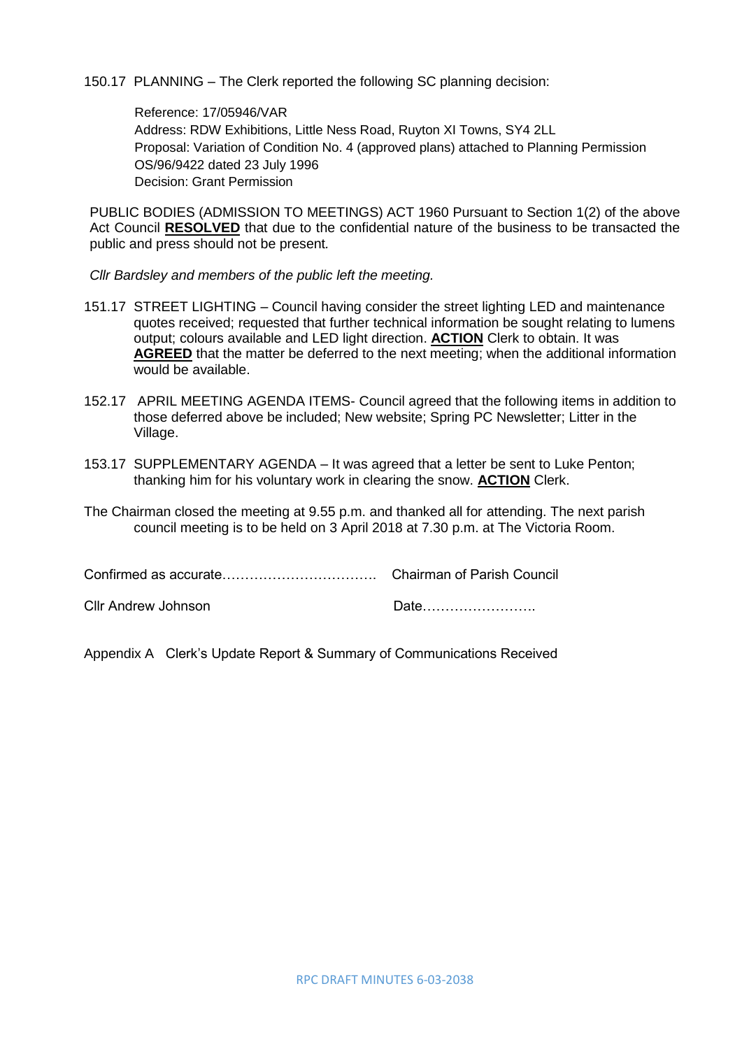150.17 PLANNING – The Clerk reported the following SC planning decision:

Reference: 17/05946/VAR
Address: RDW Exhibitions, Little Ness Road, Ruyton XI Towns, SY4 2LL
Proposal: Variation of Condition No. 4 (approved plans) attached to Planning Permission OS/96/9422 dated 23 July 1996
Decision: Grant Permission

PUBLIC BODIES (ADMISSION TO MEETINGS) ACT 1960 Pursuant to Section 1(2) of the above Act Council **RESOLVED** that due to the confidential nature of the business to be transacted the public and press should not be present.

*Cllr Bardsley and members of the public left the meeting.*

151.17 STREET LIGHTING – Council having consider the street lighting LED and maintenance quotes received; requested that further technical information be sought relating to lumens output; colours available and LED light direction. **ACTION** Clerk to obtain. It was **AGREED** that the matter be deferred to the next meeting; when the additional information would be available.

152.17 APRIL MEETING AGENDA ITEMS- Council agreed that the following items in addition to those deferred above be included; New website; Spring PC Newsletter; Litter in the Village.

153.17 SUPPLEMENTARY AGENDA – It was agreed that a letter be sent to Luke Penton; thanking him for his voluntary work in clearing the snow. **ACTION** Clerk.

The Chairman closed the meeting at 9.55 p.m. and thanked all for attending. The next parish council meeting is to be held on 3 April 2018 at 7.30 p.m. at The Victoria Room.

Confirmed as accurate……………………………. Chairman of Parish Council

Cllr Andrew Johnson Date…………………….

Appendix A Clerk's Update Report & Summary of Communications Received